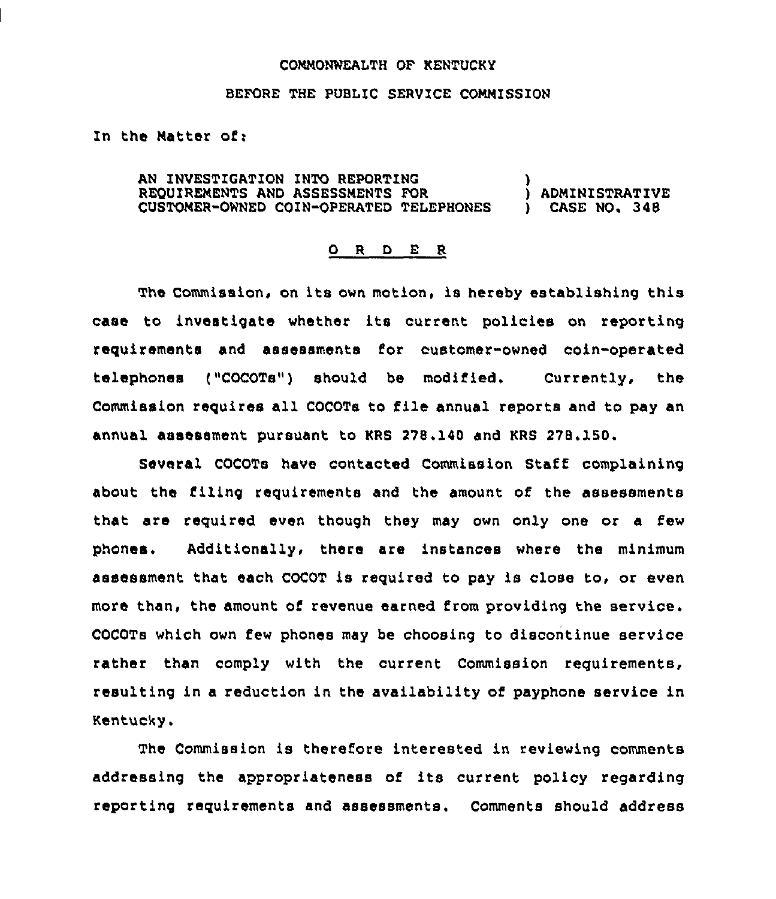COMMONWEALTH OF KENTUCKY

BEFORE THE PUBLIC SERVICE COMMISSION

In the Matter of:

AN INVESTIGATION INTO REPORTING REQUIREMENTS AND ASSESSMENTS FOR CUSTOMER-OWNED COIN-OPERATED TELEPHONES ) ADMINISTRATIVE CASE NO. 348

# O R D E R

The Commission, on its own motion, is hereby establishing this case to investigate whether its current policies on reporting requirements and assessments for customer-owned coin-operated telephones ("COCOTs") should be modified. Currently, the Commission requires all COCOTs to file annual reports and to pay an annual assessment pursuant to KRS 278.140 and KRS 278.150.

Several COCOTs have contacted Commission Staff complaining about the filing requirements and the amount of the assessments that are required even though they may own only one or a few phones. Additionally, there are instances where the minimum assessment that each COCOT is required to pay is close to, or even more than, the amount of revenue earned from providing the service. COCOTs which own few phones may be choosing to discontinue service rather than comply with the current Commission requirements, resulting in a reduction in the availability of payphone service in Kentucky.

The Commission is therefore interested in reviewing comments addressing the appropriateness of its current policy regarding reporting requirements and assessments. Comments should address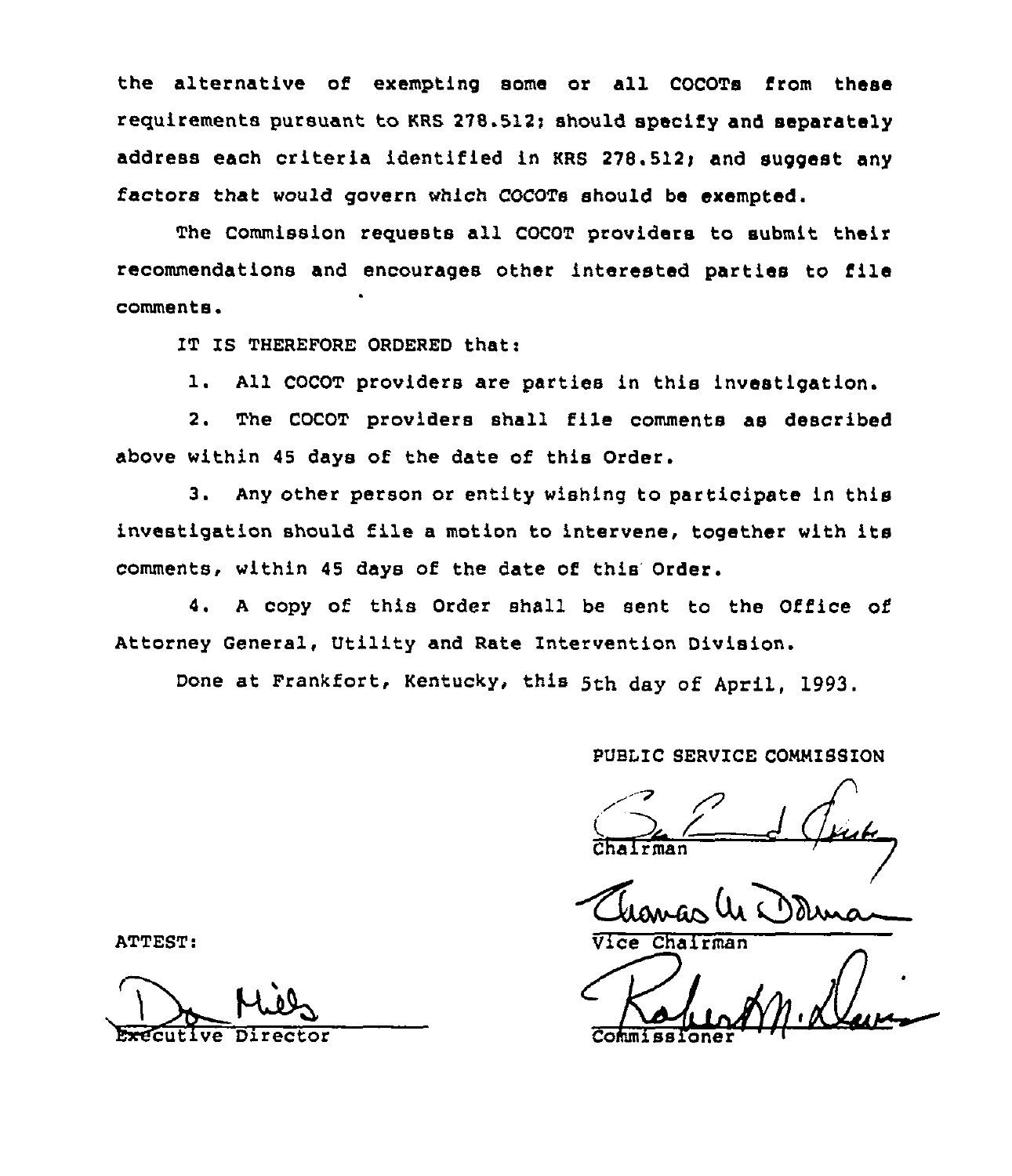the alternative of exempting some or all COCOTs from these requirements pursuant to KRS 278.512; should specify and separately address each criteria identified in KRS 278.512; and suggest any factors that would govern which COCOTs should be exempted.

The Commission requests all COCOT providers to submit their recommendations and encourages other interested parties to file comments.

IT IS THEREFORE ORDERED that:

1. All COCOT providers are parties in this investigation.

2. The COCOT providers shall file comments as described above within 45 days of the date of this Order.

3. Any other person or entity wishing to participate in this investigation should file a motion to intervene, together with its comments, within 45 days of the date of this Order.

4. A copy of this Order shall be sent to the Office of Attorney General, Utility and Rate Intervention Division.

Done at Frankfort, Kentucky, this 5th day of April, 1993.

PUBLIC SERVICE COMMISSION

Chairman

Vice Chairman

Commissioner

ATTEST:

Executive Director